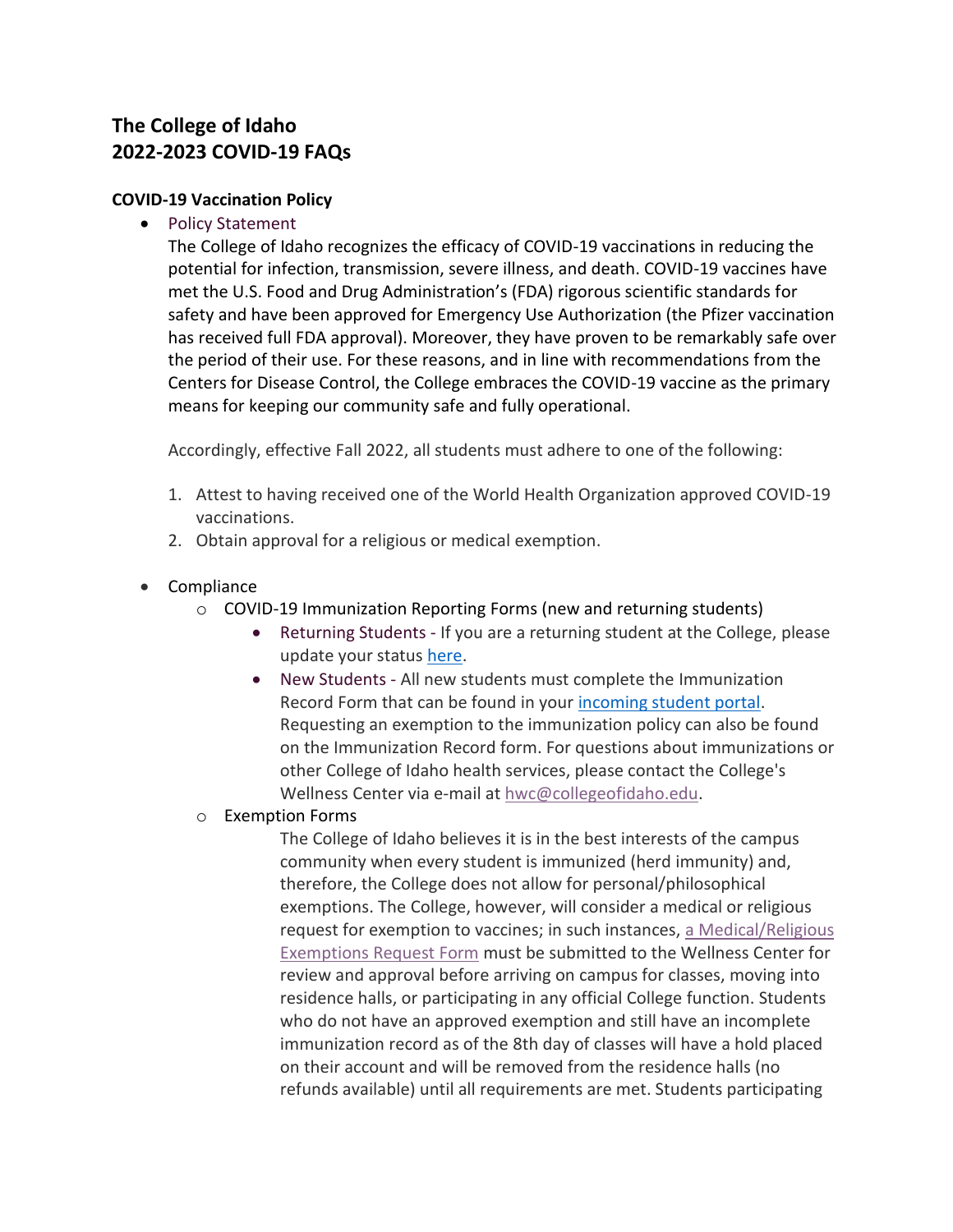# The College of Idaho
# 2022-2023 COVID-19 FAQs

### COVID-19 Vaccination Policy

- Policy Statement

  The College of Idaho recognizes the efficacy of COVID-19 vaccinations in reducing the potential for infection, transmission, severe illness, and death. COVID-19 vaccines have met the U.S. Food and Drug Administration's (FDA) rigorous scientific standards for safety and have been approved for Emergency Use Authorization (the Pfizer vaccination has received full FDA approval). Moreover, they have proven to be remarkably safe over the period of their use. For these reasons, and in line with recommendations from the Centers for Disease Control, the College embraces the COVID-19 vaccine as the primary means for keeping our community safe and fully operational.

  Accordingly, effective Fall 2022, all students must adhere to one of the following:

  1. Attest to having received one of the World Health Organization approved COVID-19 vaccinations.
  2. Obtain approval for a religious or medical exemption.

- Compliance
  - COVID-19 Immunization Reporting Forms (new and returning students)
    - Returning Students - If you are a returning student at the College, please update your status here.
    - New Students - All new students must complete the Immunization Record Form that can be found in your incoming student portal. Requesting an exemption to the immunization policy can also be found on the Immunization Record form. For questions about immunizations or other College of Idaho health services, please contact the College's Wellness Center via e-mail at hwc@collegeofidaho.edu.
  - Exemption Forms

    The College of Idaho believes it is in the best interests of the campus community when every student is immunized (herd immunity) and, therefore, the College does not allow for personal/philosophical exemptions. The College, however, will consider a medical or religious request for exemption to vaccines; in such instances, a Medical/Religious Exemptions Request Form must be submitted to the Wellness Center for review and approval before arriving on campus for classes, moving into residence halls, or participating in any official College function. Students who do not have an approved exemption and still have an incomplete immunization record as of the 8th day of classes will have a hold placed on their account and will be removed from the residence halls (no refunds available) until all requirements are met. Students participating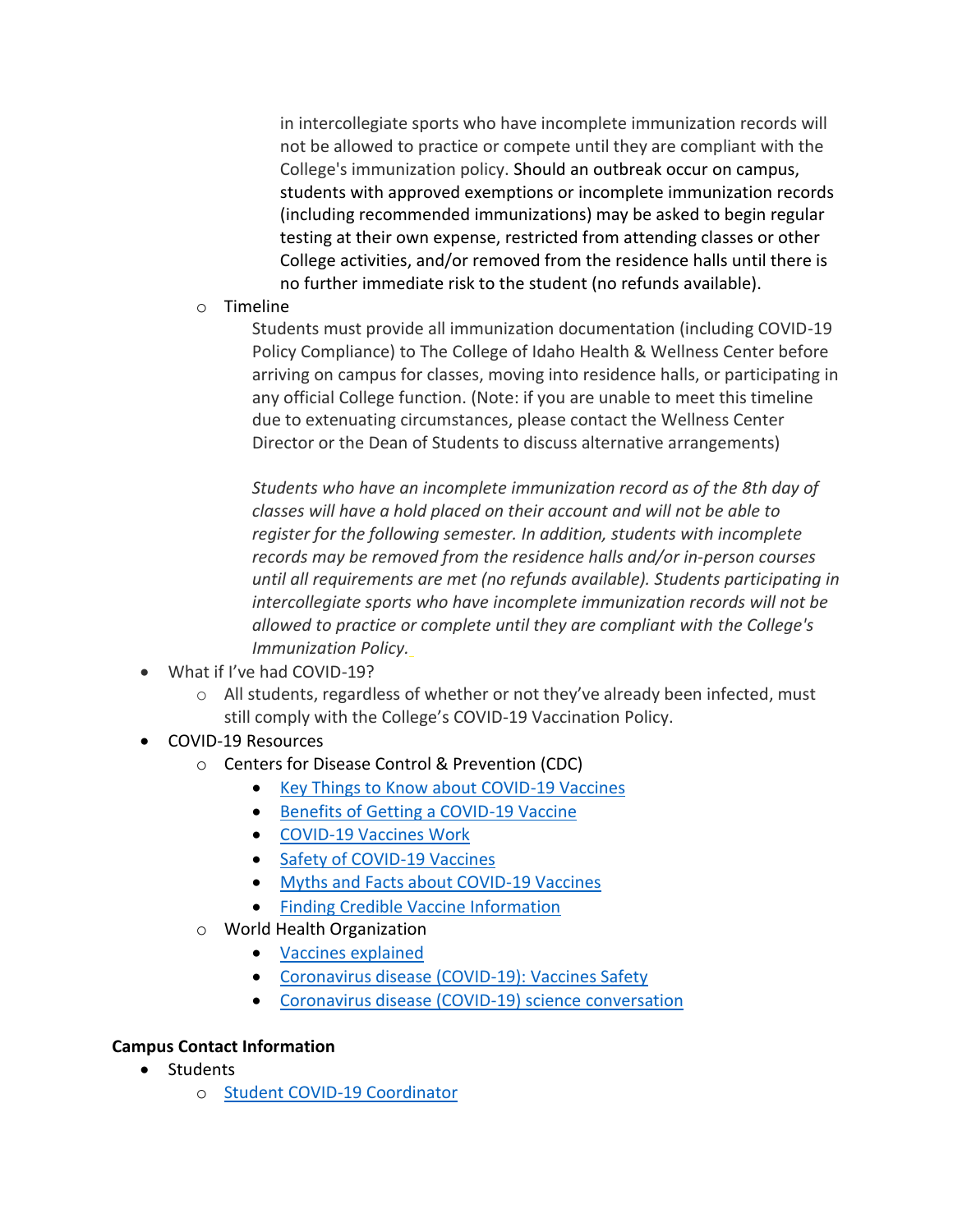in intercollegiate sports who have incomplete immunization records will not be allowed to practice or compete until they are compliant with the College's immunization policy. Should an outbreak occur on campus, students with approved exemptions or incomplete immunization records (including recommended immunizations) may be asked to begin regular testing at their own expense, restricted from attending classes or other College activities, and/or removed from the residence halls until there is no further immediate risk to the student (no refunds available).

- Timeline

  Students must provide all immunization documentation (including COVID-19 Policy Compliance) to The College of Idaho Health & Wellness Center before arriving on campus for classes, moving into residence halls, or participating in any official College function. (Note: if you are unable to meet this timeline due to extenuating circumstances, please contact the Wellness Center Director or the Dean of Students to discuss alternative arrangements)

  *Students who have an incomplete immunization record as of the 8th day of classes will have a hold placed on their account and will not be able to register for the following semester. In addition, students with incomplete records may be removed from the residence halls and/or in-person courses until all requirements are met (no refunds available). Students participating in intercollegiate sports who have incomplete immunization records will not be allowed to practice or complete until they are compliant with the College's Immunization Policy.*

- What if I've had COVID-19?
  - All students, regardless of whether or not they've already been infected, must still comply with the College's COVID-19 Vaccination Policy.
- COVID-19 Resources
  - Centers for Disease Control & Prevention (CDC)
    - Key Things to Know about COVID-19 Vaccines
    - Benefits of Getting a COVID-19 Vaccine
    - COVID-19 Vaccines Work
    - Safety of COVID-19 Vaccines
    - Myths and Facts about COVID-19 Vaccines
    - Finding Credible Vaccine Information
  - World Health Organization
    - Vaccines explained
    - Coronavirus disease (COVID-19): Vaccines Safety
    - Coronavirus disease (COVID-19) science conversation

**Campus Contact Information**

- Students
  - Student COVID-19 Coordinator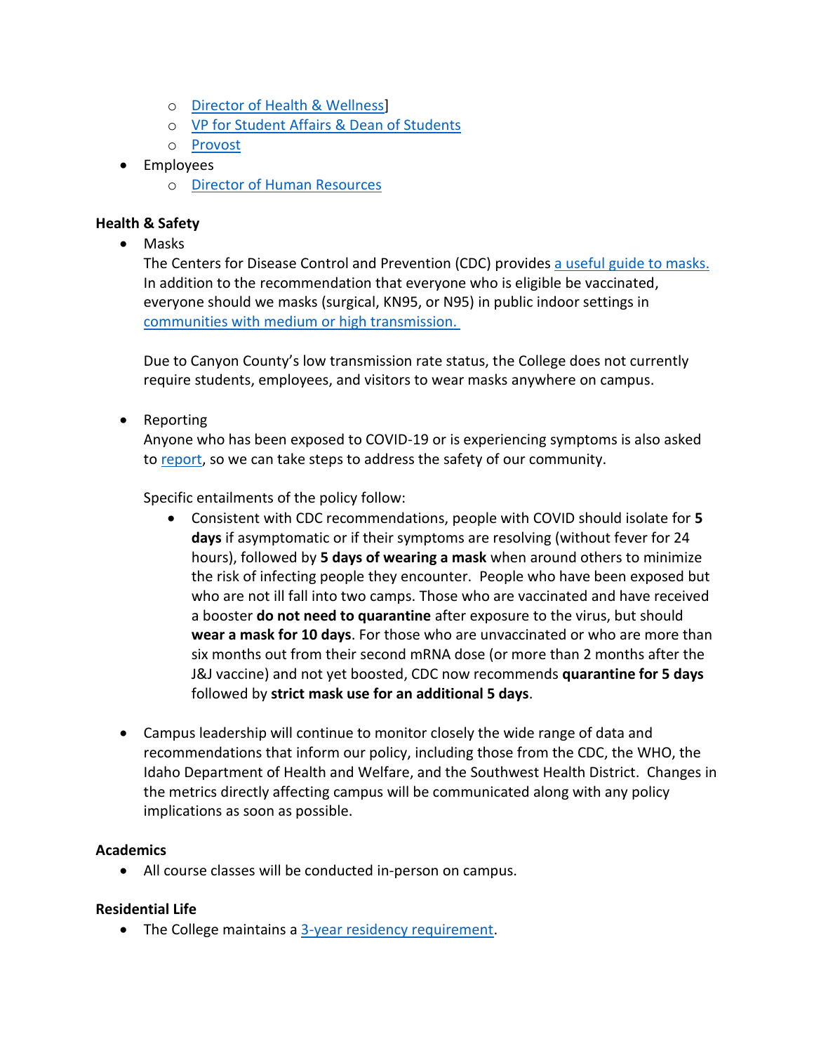- [Director of Health & Wellness]
  - [VP for Student Affairs & Dean of Students]
  - [Provost]
- Employees
  - [Director of Human Resources]

**Health & Safety**

- Masks

  The Centers for Disease Control and Prevention (CDC) provides [a useful guide to masks.] In addition to the recommendation that everyone who is eligible be vaccinated, everyone should we masks (surgical, KN95, or N95) in public indoor settings in [communities with medium or high transmission.]

  Due to Canyon County's low transmission rate status, the College does not currently require students, employees, and visitors to wear masks anywhere on campus.

- Reporting

  Anyone who has been exposed to COVID-19 or is experiencing symptoms is also asked to [report], so we can take steps to address the safety of our community.

  Specific entailments of the policy follow:

  - Consistent with CDC recommendations, people with COVID should isolate for **5 days** if asymptomatic or if their symptoms are resolving (without fever for 24 hours), followed by **5 days of wearing a mask** when around others to minimize the risk of infecting people they encounter. People who have been exposed but who are not ill fall into two camps. Those who are vaccinated and have received a booster **do not need to quarantine** after exposure to the virus, but should **wear a mask for 10 days**. For those who are unvaccinated or who are more than six months out from their second mRNA dose (or more than 2 months after the J&J vaccine) and not yet boosted, CDC now recommends **quarantine for 5 days** followed by **strict mask use for an additional 5 days**.

- Campus leadership will continue to monitor closely the wide range of data and recommendations that inform our policy, including those from the CDC, the WHO, the Idaho Department of Health and Welfare, and the Southwest Health District. Changes in the metrics directly affecting campus will be communicated along with any policy implications as soon as possible.

**Academics**

- All course classes will be conducted in-person on campus.

**Residential Life**

- The College maintains a [3-year residency requirement].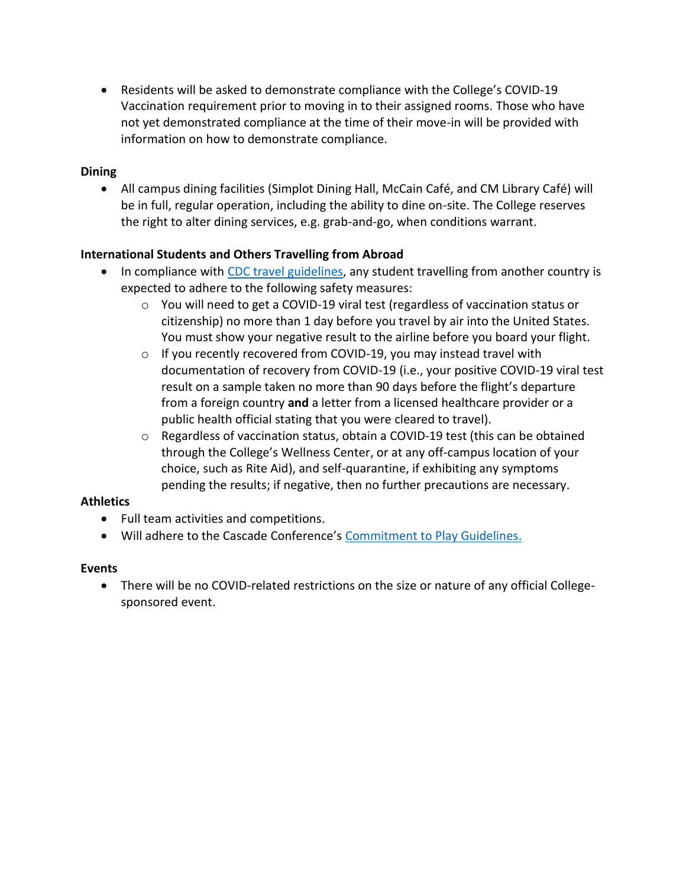- Residents will be asked to demonstrate compliance with the College's COVID-19 Vaccination requirement prior to moving in to their assigned rooms. Those who have not yet demonstrated compliance at the time of their move-in will be provided with information on how to demonstrate compliance.

**Dining**

- All campus dining facilities (Simplot Dining Hall, McCain Café, and CM Library Café) will be in full, regular operation, including the ability to dine on-site. The College reserves the right to alter dining services, e.g. grab-and-go, when conditions warrant.

**International Students and Others Travelling from Abroad**

- In compliance with CDC travel guidelines, any student travelling from another country is expected to adhere to the following safety measures:
  - You will need to get a COVID-19 viral test (regardless of vaccination status or citizenship) no more than 1 day before you travel by air into the United States. You must show your negative result to the airline before you board your flight.
  - If you recently recovered from COVID-19, you may instead travel with documentation of recovery from COVID-19 (i.e., your positive COVID-19 viral test result on a sample taken no more than 90 days before the flight's departure from a foreign country **and** a letter from a licensed healthcare provider or a public health official stating that you were cleared to travel).
  - Regardless of vaccination status, obtain a COVID-19 test (this can be obtained through the College's Wellness Center, or at any off-campus location of your choice, such as Rite Aid), and self-quarantine, if exhibiting any symptoms pending the results; if negative, then no further precautions are necessary.

**Athletics**

- Full team activities and competitions.
- Will adhere to the Cascade Conference's Commitment to Play Guidelines.

**Events**

- There will be no COVID-related restrictions on the size or nature of any official College-sponsored event.